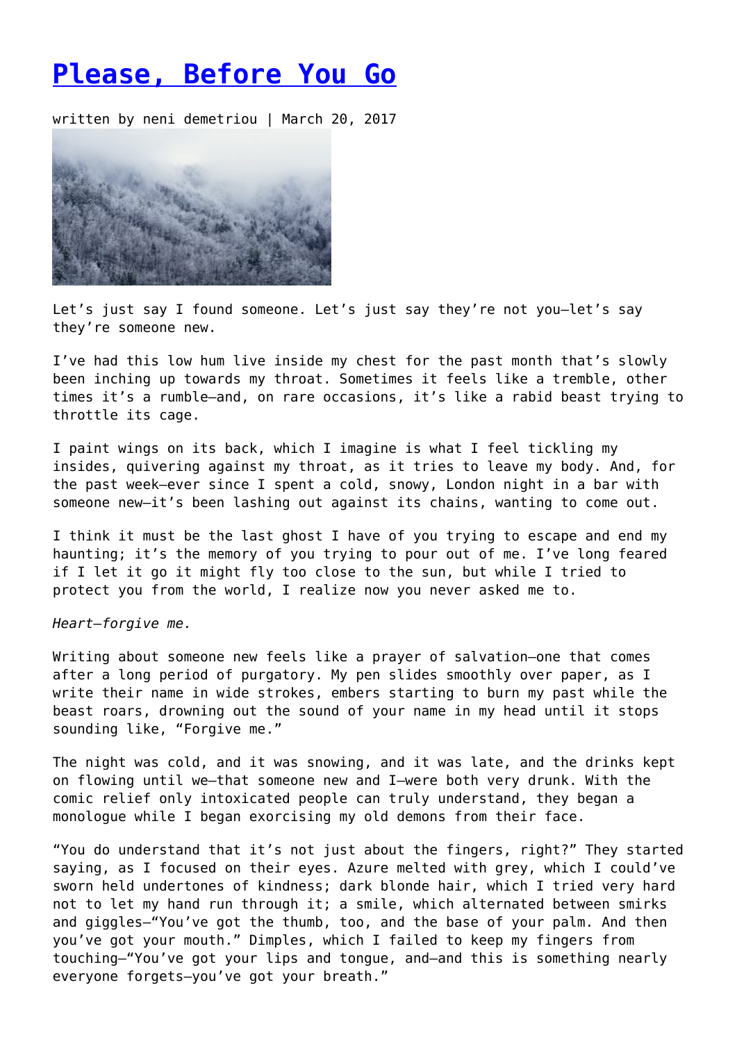# [Please, Before You Go]

written by neni demetriou | March 20, 2017

Let's just say I found someone. Let's just say they're not you—let's say they're someone new.

I've had this low hum live inside my chest for the past month that's slowly been inching up towards my throat. Sometimes it feels like a tremble, other times it's a rumble—and, on rare occasions, it's like a rabid beast trying to throttle its cage.

I paint wings on its back, which I imagine is what I feel tickling my insides, quivering against my throat, as it tries to leave my body. And, for the past week—ever since I spent a cold, snowy, London night in a bar with someone new—it's been lashing out against its chains, wanting to come out.

I think it must be the last ghost I have of you trying to escape and end my haunting; it's the memory of you trying to pour out of me. I've long feared if I let it go it might fly too close to the sun, but while I tried to protect you from the world, I realize now you never asked me to.

*Heart—forgive me.*

Writing about someone new feels like a prayer of salvation—one that comes after a long period of purgatory. My pen slides smoothly over paper, as I write their name in wide strokes, embers starting to burn my past while the beast roars, drowning out the sound of your name in my head until it stops sounding like, "Forgive me."

The night was cold, and it was snowing, and it was late, and the drinks kept on flowing until we—that someone new and I—were both very drunk. With the comic relief only intoxicated people can truly understand, they began a monologue while I began exorcising my old demons from their face.

"You do understand that it's not just about the fingers, right?" They started saying, as I focused on their eyes. Azure melted with grey, which I could've sworn held undertones of kindness; dark blonde hair, which I tried very hard not to let my hand run through it; a smile, which alternated between smirks and giggles—"You've got the thumb, too, and the base of your palm. And then you've got your mouth." Dimples, which I failed to keep my fingers from touching—"You've got your lips and tongue, and—and this is something nearly everyone forgets—you've got your breath."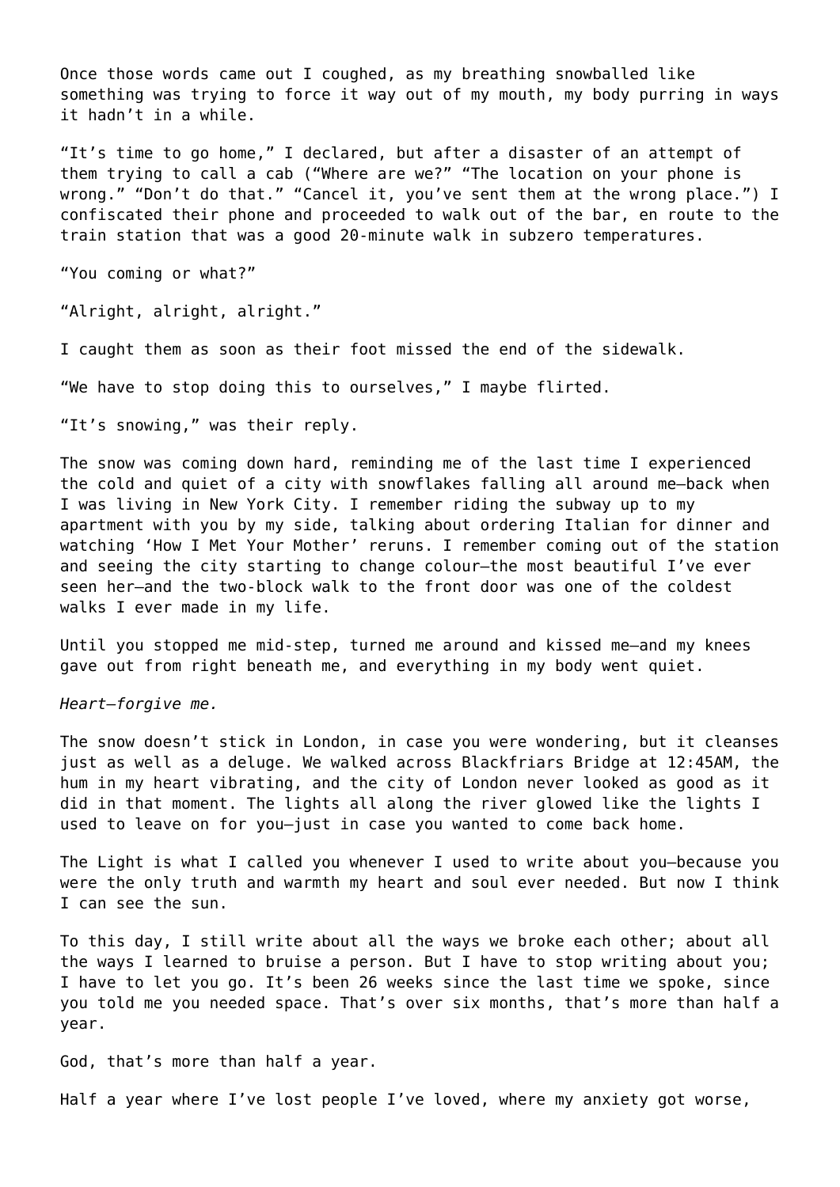Once those words came out I coughed, as my breathing snowballed like something was trying to force it way out of my mouth, my body purring in ways it hadn't in a while.

"It's time to go home," I declared, but after a disaster of an attempt of them trying to call a cab ("Where are we?" "The location on your phone is wrong." "Don't do that." "Cancel it, you've sent them at the wrong place.") I confiscated their phone and proceeded to walk out of the bar, en route to the train station that was a good 20-minute walk in subzero temperatures.

"You coming or what?"

"Alright, alright, alright."

I caught them as soon as their foot missed the end of the sidewalk.

"We have to stop doing this to ourselves," I maybe flirted.

"It's snowing," was their reply.

The snow was coming down hard, reminding me of the last time I experienced the cold and quiet of a city with snowflakes falling all around me—back when I was living in New York City. I remember riding the subway up to my apartment with you by my side, talking about ordering Italian for dinner and watching 'How I Met Your Mother' reruns. I remember coming out of the station and seeing the city starting to change colour—the most beautiful I've ever seen her—and the two-block walk to the front door was one of the coldest walks I ever made in my life.

Until you stopped me mid-step, turned me around and kissed me—and my knees gave out from right beneath me, and everything in my body went quiet.

*Heart—forgive me.*

The snow doesn't stick in London, in case you were wondering, but it cleanses just as well as a deluge. We walked across Blackfriars Bridge at 12:45AM, the hum in my heart vibrating, and the city of London never looked as good as it did in that moment. The lights all along the river glowed like the lights I used to leave on for you—just in case you wanted to come back home.

The Light is what I called you whenever I used to write about you—because you were the only truth and warmth my heart and soul ever needed. But now I think I can see the sun.

To this day, I still write about all the ways we broke each other; about all the ways I learned to bruise a person. But I have to stop writing about you; I have to let you go. It's been 26 weeks since the last time we spoke, since you told me you needed space. That's over six months, that's more than half a year.

God, that's more than half a year.

Half a year where I've lost people I've loved, where my anxiety got worse,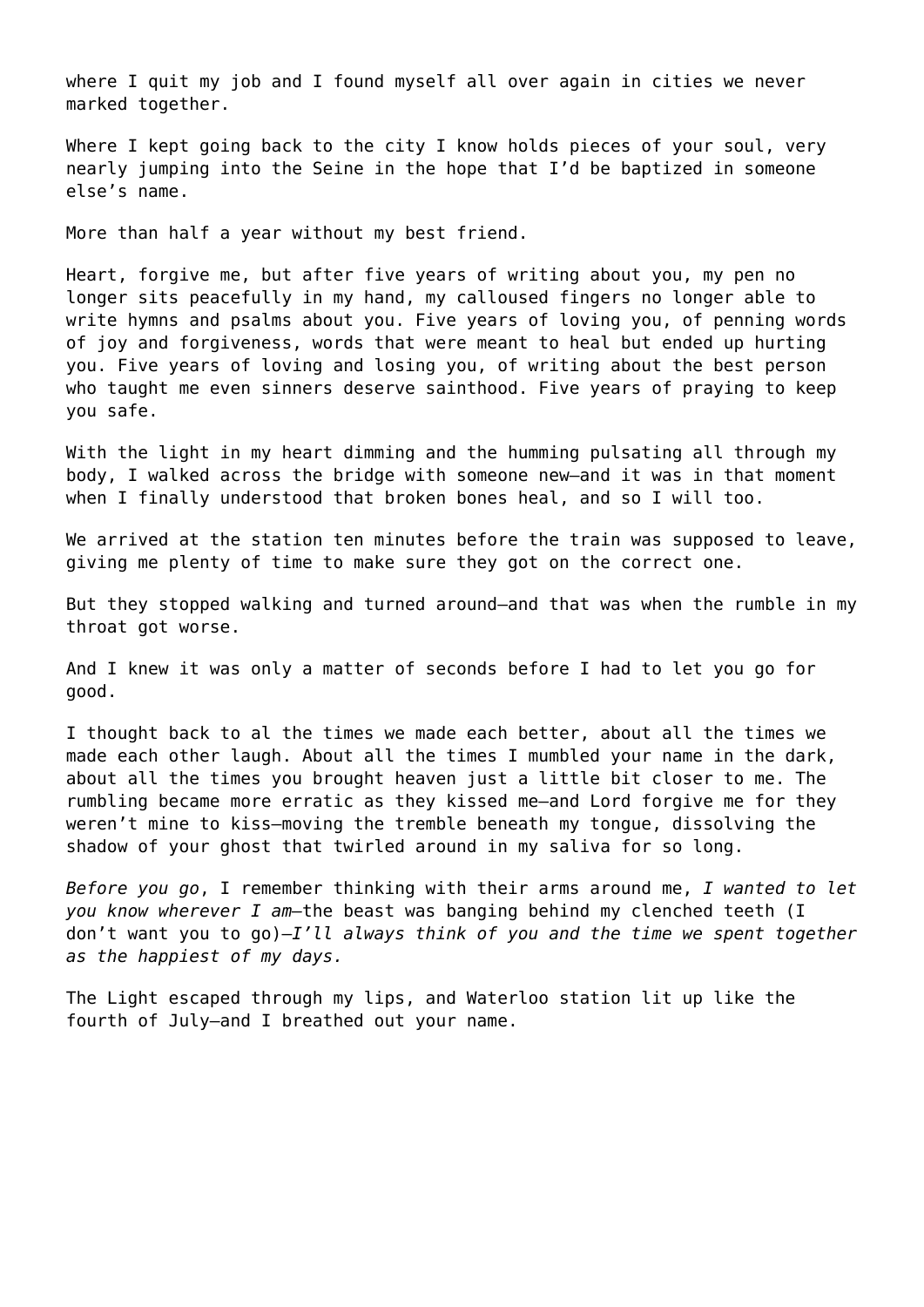where I quit my job and I found myself all over again in cities we never marked together.

Where I kept going back to the city I know holds pieces of your soul, very nearly jumping into the Seine in the hope that I'd be baptized in someone else's name.

More than half a year without my best friend.

Heart, forgive me, but after five years of writing about you, my pen no longer sits peacefully in my hand, my calloused fingers no longer able to write hymns and psalms about you. Five years of loving you, of penning words of joy and forgiveness, words that were meant to heal but ended up hurting you. Five years of loving and losing you, of writing about the best person who taught me even sinners deserve sainthood. Five years of praying to keep you safe.

With the light in my heart dimming and the humming pulsating all through my body, I walked across the bridge with someone new—and it was in that moment when I finally understood that broken bones heal, and so I will too.

We arrived at the station ten minutes before the train was supposed to leave, giving me plenty of time to make sure they got on the correct one.

But they stopped walking and turned around—and that was when the rumble in my throat got worse.

And I knew it was only a matter of seconds before I had to let you go for good.

I thought back to al the times we made each better, about all the times we made each other laugh. About all the times I mumbled your name in the dark, about all the times you brought heaven just a little bit closer to me. The rumbling became more erratic as they kissed me—and Lord forgive me for they weren't mine to kiss—moving the tremble beneath my tongue, dissolving the shadow of your ghost that twirled around in my saliva for so long.

*Before you go*, I remember thinking with their arms around me, *I wanted to let you know wherever I am*—the beast was banging behind my clenched teeth (I don't want you to go)—*I'll always think of you and the time we spent together as the happiest of my days.*

The Light escaped through my lips, and Waterloo station lit up like the fourth of July—and I breathed out your name.